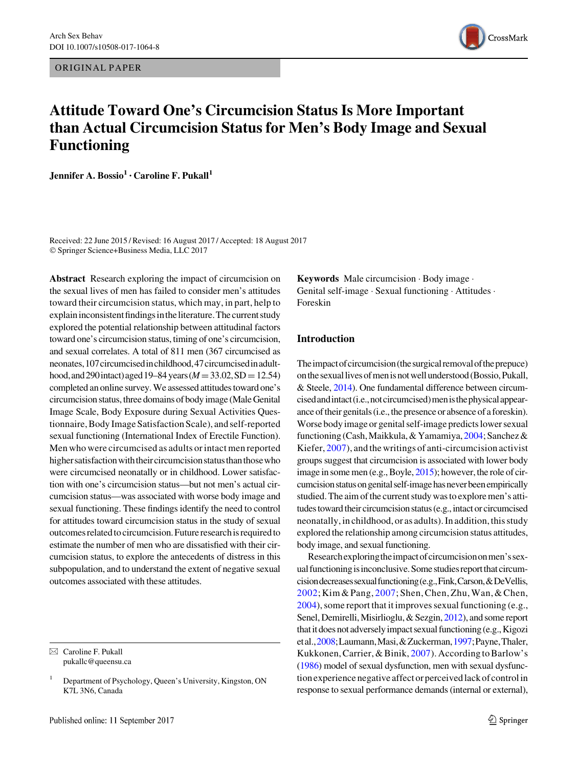ORIGINAL PAPER

# Attitude Toward One's Circumcision Status Is More Important than Actual Circumcision Status for Men's Body Image and Sexual Functioning

**Jennifer A. Bossio[1] · Caroline F. Pukall[1]**

Received: 22 June 2015 / Revised: 16 August 2017 / Accepted: 18 August 2017
© Springer Science+Business Media, LLC 2017

**Abstract** Research exploring the impact of circumcision on the sexual lives of men has failed to consider men's attitudes toward their circumcision status, which may, in part, help to explain inconsistent findings in the literature. The current study explored the potential relationship between attitudinal factors toward one's circumcision status, timing of one's circumcision, and sexual correlates. A total of 811 men (367 circumcised as neonates, 107 circumcised in childhood, 47 circumcised in adulthood, and 290 intact) aged 19–84 years ($M = 33.02$, $SD = 12.54$) completed an online survey. We assessed attitudes toward one's circumcision status, three domains of body image (Male Genital Image Scale, Body Exposure during Sexual Activities Questionnaire, Body Image Satisfaction Scale), and self-reported sexual functioning (International Index of Erectile Function). Men who were circumcised as adults or intact men reported higher satisfaction with their circumcision status than those who were circumcised neonatally or in childhood. Lower satisfaction with one's circumcision status—but not men's actual circumcision status—was associated with worse body image and sexual functioning. These findings identify the need to control for attitudes toward circumcision status in the study of sexual outcomes related to circumcision. Future research is required to estimate the number of men who are dissatisfied with their circumcision status, to explore the antecedents of distress in this subpopulation, and to understand the extent of negative sexual outcomes associated with these attitudes.

**Keywords** Male circumcision · Body image · Genital self-image · Sexual functioning · Attitudes · Foreskin

## Introduction

The impact of circumcision (the surgical removal of the prepuce) on the sexual lives of men is not well understood (Bossio, Pukall, & Steele, 2014). One fundamental difference between circumcised and intact (i.e., not circumcised) men is the physical appearance of their genitals (i.e., the presence or absence of a foreskin). Worse body image or genital self-image predicts lower sexual functioning (Cash, Maikkula, & Yamamiya, 2004; Sanchez & Kiefer, 2007), and the writings of anti-circumcision activist groups suggest that circumcision is associated with lower body image in some men (e.g., Boyle, 2015); however, the role of circumcision status on genital self-image has never been empirically studied. The aim of the current study was to explore men's attitudes toward their circumcision status (e.g., intact or circumcised neonatally, in childhood, or as adults). In addition, this study explored the relationship among circumcision status attitudes, body image, and sexual functioning.

Research exploring the impact of circumcision on men's sexual functioning is inconclusive. Some studies report that circumcision decreases sexual functioning (e.g., Fink, Carson, & DeVellis, 2002; Kim & Pang, 2007; Shen, Chen, Zhu, Wan, & Chen, 2004), some report that it improves sexual functioning (e.g., Senel, Demirelli, Misirlioglu, & Sezgin, 2012), and some report that it does not adversely impact sexual functioning (e.g., Kigozi et al., 2008; Laumann, Masi, & Zuckerman, 1997; Payne, Thaler, Kukkonen, Carrier, & Binik, 2007). According to Barlow's (1986) model of sexual dysfunction, men with sexual dysfunction experience negative affect or perceived lack of control in response to sexual performance demands (internal or external),

✉ Caroline F. Pukall
pukallc@queensu.ca

[1] Department of Psychology, Queen's University, Kingston, ON K7L 3N6, Canada

Published online: 11 September 2017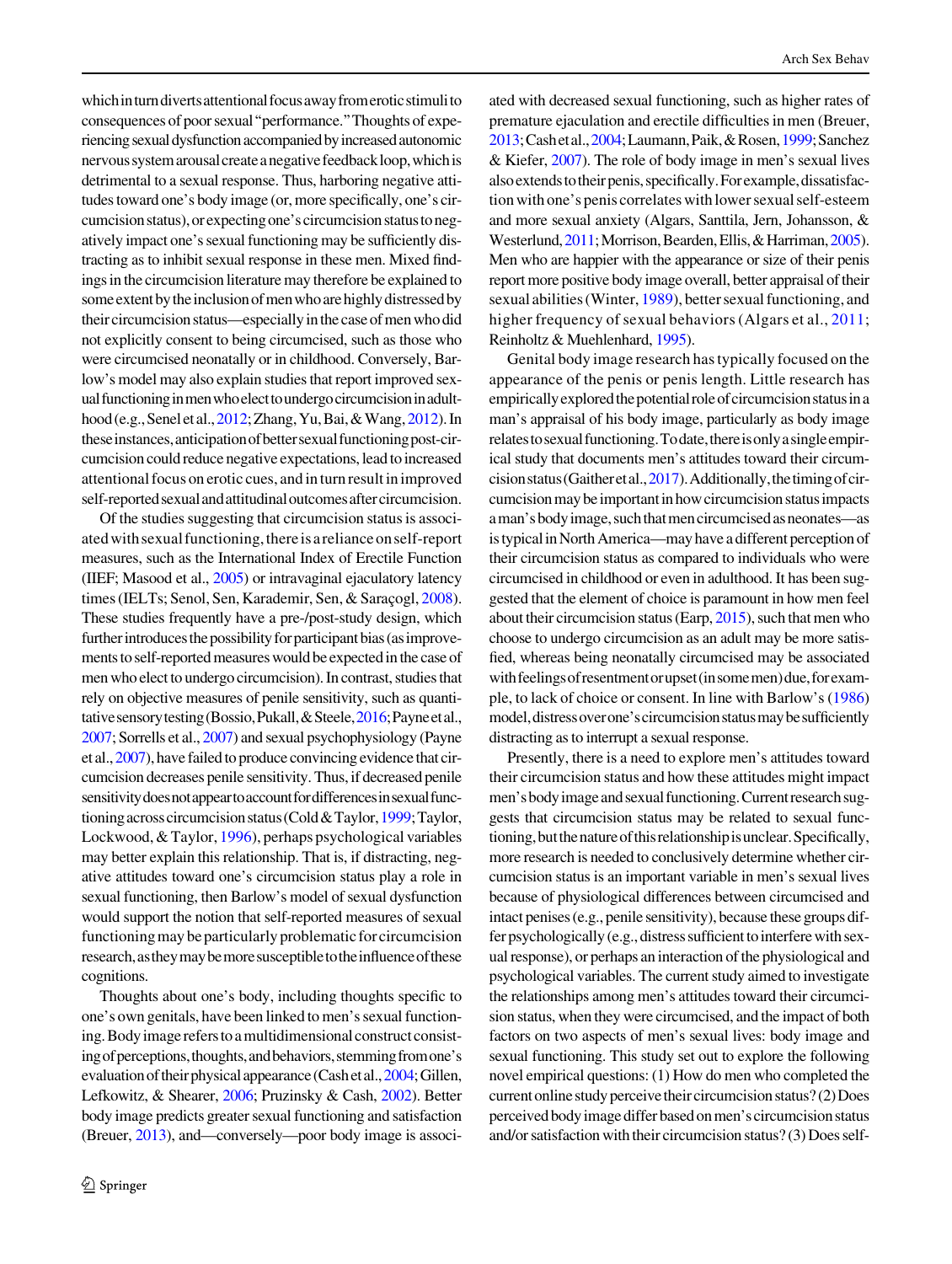which in turn diverts attentional focus away from erotic stimuli to consequences of poor sexual "performance." Thoughts of experiencing sexual dysfunction accompanied by increased autonomic nervous system arousal create a negative feedback loop, which is detrimental to a sexual response. Thus, harboring negative attitudes toward one's body image (or, more specifically, one's circumcision status), or expecting one's circumcision status to negatively impact one's sexual functioning may be sufficiently distracting as to inhibit sexual response in these men. Mixed findings in the circumcision literature may therefore be explained to some extent by the inclusion of men who are highly distressed by their circumcision status—especially in the case of men who did not explicitly consent to being circumcised, such as those who were circumcised neonatally or in childhood. Conversely, Barlow's model may also explain studies that report improved sexual functioning in men who elect to undergo circumcision in adulthood (e.g., Senel et al., 2012; Zhang, Yu, Bai, & Wang, 2012). In these instances, anticipation of better sexual functioning post-circumcision could reduce negative expectations, lead to increased attentional focus on erotic cues, and in turn result in improved self-reported sexual and attitudinal outcomes after circumcision.

Of the studies suggesting that circumcision status is associated with sexual functioning, there is a reliance on self-report measures, such as the International Index of Erectile Function (IIEF; Masood et al., 2005) or intravaginal ejaculatory latency times (IELTs; Senol, Sen, Karademir, Sen, & Saraçogl, 2008). These studies frequently have a pre-/post-study design, which further introduces the possibility for participant bias (as improvements to self-reported measures would be expected in the case of men who elect to undergo circumcision). In contrast, studies that rely on objective measures of penile sensitivity, such as quantitative sensory testing (Bossio, Pukall, & Steele, 2016; Payne et al., 2007; Sorrells et al., 2007) and sexual psychophysiology (Payne et al., 2007), have failed to produce convincing evidence that circumcision decreases penile sensitivity. Thus, if decreased penile sensitivity does not appear to account for differences in sexual functioning across circumcision status (Cold & Taylor, 1999; Taylor, Lockwood, & Taylor, 1996), perhaps psychological variables may better explain this relationship. That is, if distracting, negative attitudes toward one's circumcision status play a role in sexual functioning, then Barlow's model of sexual dysfunction would support the notion that self-reported measures of sexual functioning may be particularly problematic for circumcision research, as they may be more susceptible to the influence of these cognitions.

Thoughts about one's body, including thoughts specific to one's own genitals, have been linked to men's sexual functioning. Body image refers to a multidimensional construct consisting of perceptions, thoughts, and behaviors, stemming from one's evaluation of their physical appearance (Cash et al., 2004; Gillen, Lefkowitz, & Shearer, 2006; Pruzinsky & Cash, 2002). Better body image predicts greater sexual functioning and satisfaction (Breuer, 2013), and—conversely—poor body image is associated with decreased sexual functioning, such as higher rates of premature ejaculation and erectile difficulties in men (Breuer, 2013; Cash et al., 2004; Laumann, Paik, & Rosen, 1999; Sanchez & Kiefer, 2007). The role of body image in men's sexual lives also extends to their penis, specifically. For example, dissatisfaction with one's penis correlates with lower sexual self-esteem and more sexual anxiety (Algars, Santtila, Jern, Johansson, & Westerlund, 2011; Morrison, Bearden, Ellis, & Harriman, 2005). Men who are happier with the appearance or size of their penis report more positive body image overall, better appraisal of their sexual abilities (Winter, 1989), better sexual functioning, and higher frequency of sexual behaviors (Algars et al., 2011; Reinholtz & Muehlenhard, 1995).

Genital body image research has typically focused on the appearance of the penis or penis length. Little research has empirically explored the potential role of circumcision status in a man's appraisal of his body image, particularly as body image relates to sexual functioning. To date, there is only a single empirical study that documents men's attitudes toward their circumcision status (Gaither et al., 2017). Additionally, the timing of circumcision may be important in how circumcision status impacts a man's body image, such that men circumcised as neonates—as is typical in North America—may have a different perception of their circumcision status as compared to individuals who were circumcised in childhood or even in adulthood. It has been suggested that the element of choice is paramount in how men feel about their circumcision status (Earp, 2015), such that men who choose to undergo circumcision as an adult may be more satisfied, whereas being neonatally circumcised may be associated with feelings of resentment or upset (in some men) due, for example, to lack of choice or consent. In line with Barlow's (1986) model, distress over one's circumcision status may be sufficiently distracting as to interrupt a sexual response.

Presently, there is a need to explore men's attitudes toward their circumcision status and how these attitudes might impact men's body image and sexual functioning. Current research suggests that circumcision status may be related to sexual functioning, but the nature of this relationship is unclear. Specifically, more research is needed to conclusively determine whether circumcision status is an important variable in men's sexual lives because of physiological differences between circumcised and intact penises (e.g., penile sensitivity), because these groups differ psychologically (e.g., distress sufficient to interfere with sexual response), or perhaps an interaction of the physiological and psychological variables. The current study aimed to investigate the relationships among men's attitudes toward their circumcision status, when they were circumcised, and the impact of both factors on two aspects of men's sexual lives: body image and sexual functioning. This study set out to explore the following novel empirical questions: (1) How do men who completed the current online study perceive their circumcision status? (2) Does perceived body image differ based on men's circumcision status and/or satisfaction with their circumcision status? (3) Does self-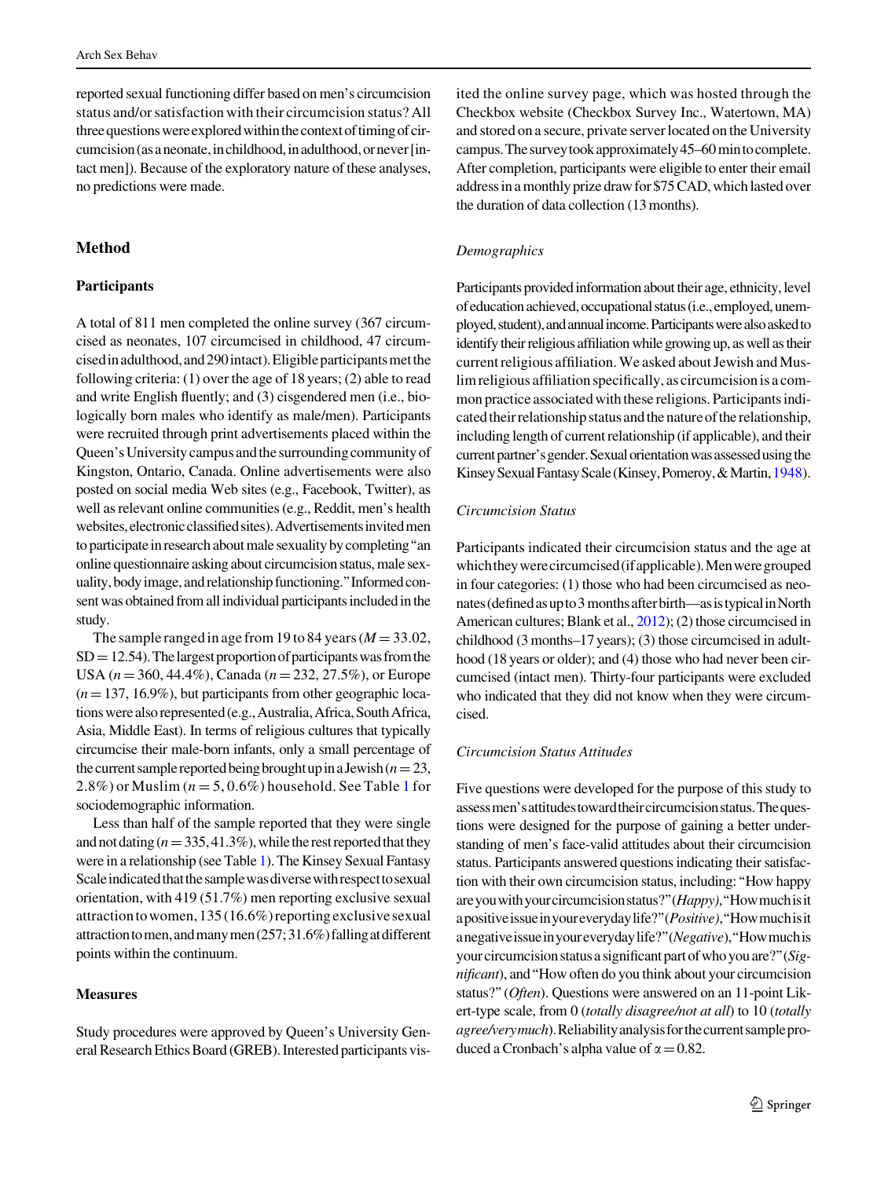reported sexual functioning differ based on men's circumcision status and/or satisfaction with their circumcision status? All three questions were explored within the context of timing of circumcision (as a neonate, in childhood, in adulthood, or never [intact men]). Because of the exploratory nature of these analyses, no predictions were made.

## Method

### Participants

A total of 811 men completed the online survey (367 circumcised as neonates, 107 circumcised in childhood, 47 circumcised in adulthood, and 290 intact). Eligible participants met the following criteria: (1) over the age of 18 years; (2) able to read and write English fluently; and (3) cisgendered men (i.e., biologically born males who identify as male/men). Participants were recruited through print advertisements placed within the Queen's University campus and the surrounding community of Kingston, Ontario, Canada. Online advertisements were also posted on social media Web sites (e.g., Facebook, Twitter), as well as relevant online communities (e.g., Reddit, men's health websites, electronic classified sites). Advertisements invited men to participate in research about male sexuality by completing "an online questionnaire asking about circumcision status, male sexuality, body image, and relationship functioning." Informed consent was obtained from all individual participants included in the study.

The sample ranged in age from 19 to 84 years ($M = 33.02$, $SD = 12.54$). The largest proportion of participants was from the USA ($n = 360$, 44.4%), Canada ($n = 232$, 27.5%), or Europe ($n = 137$, 16.9%), but participants from other geographic locations were also represented (e.g., Australia, Africa, South Africa, Asia, Middle East). In terms of religious cultures that typically circumcise their male-born infants, only a small percentage of the current sample reported being brought up in a Jewish ($n = 23$, 2.8%) or Muslim ($n = 5$, 0.6%) household. See Table 1 for sociodemographic information.

Less than half of the sample reported that they were single and not dating ($n = 335$, 41.3%), while the rest reported that they were in a relationship (see Table 1). The Kinsey Sexual Fantasy Scale indicated that the sample was diverse with respect to sexual orientation, with 419 (51.7%) men reporting exclusive sexual attraction to women, 135 (16.6%) reporting exclusive sexual attraction to men, and many men (257; 31.6%) falling at different points within the continuum.

### Measures

Study procedures were approved by Queen's University General Research Ethics Board (GREB). Interested participants visited the online survey page, which was hosted through the Checkbox website (Checkbox Survey Inc., Watertown, MA) and stored on a secure, private server located on the University campus. The survey took approximately 45–60 min to complete. After completion, participants were eligible to enter their email address in a monthly prize draw for $75 CAD, which lasted over the duration of data collection (13 months).

#### *Demographics*

Participants provided information about their age, ethnicity, level of education achieved, occupational status (i.e., employed, unemployed, student), and annual income. Participants were also asked to identify their religious affiliation while growing up, as well as their current religious affiliation. We asked about Jewish and Muslim religious affiliation specifically, as circumcision is a common practice associated with these religions. Participants indicated their relationship status and the nature of the relationship, including length of current relationship (if applicable), and their current partner's gender. Sexual orientation was assessed using the Kinsey Sexual Fantasy Scale (Kinsey, Pomeroy, & Martin, 1948).

#### *Circumcision Status*

Participants indicated their circumcision status and the age at which they were circumcised (if applicable). Men were grouped in four categories: (1) those who had been circumcised as neonates (defined as up to 3 months after birth—as is typical in North American cultures; Blank et al., 2012); (2) those circumcised in childhood (3 months–17 years); (3) those circumcised in adulthood (18 years or older); and (4) those who had never been circumcised (intact men). Thirty-four participants were excluded who indicated that they did not know when they were circumcised.

#### *Circumcision Status Attitudes*

Five questions were developed for the purpose of this study to assess men's attitudes toward their circumcision status. The questions were designed for the purpose of gaining a better understanding of men's face-valid attitudes about their circumcision status. Participants answered questions indicating their satisfaction with their own circumcision status, including: "How happy are you with your circumcision status?" (*Happy*), "How much is it a positive issue in your everyday life?" (*Positive*), "How much is it a negative issue in your everyday life?" (*Negative*), "How much is your circumcision status a significant part of who you are?" (*Significant*), and "How often do you think about your circumcision status?" (*Often*). Questions were answered on an 11-point Likert-type scale, from 0 (*totally disagree/not at all*) to 10 (*totally agree/very much*). Reliability analysis for the current sample produced a Cronbach's alpha value of $\alpha = 0.82$.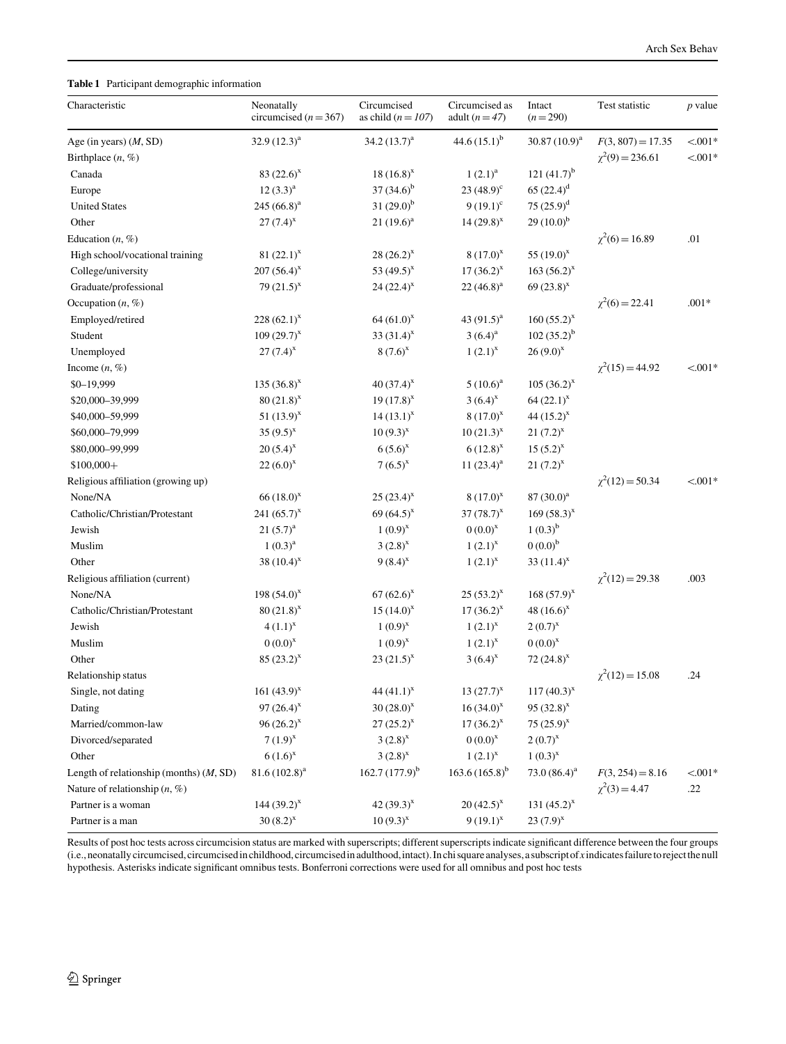**Table 1** Participant demographic information

| Characteristic | Neonatally circumcised ($n = 367$) | Circumcised as child ($n = 107$) | Circumcised as adult ($n = 47$) | Intact ($n = 290$) | Test statistic | $p$ value |
|---|---|---|---|---|---|---|
| Age (in years) ($M$, SD) | 32.9 (12.3)$^{a}$ | 34.2 (13.7)$^{a}$ | 44.6 (15.1)$^{b}$ | 30.87 (10.9)$^{a}$ | $F(3, 807) = 17.35$ | <.001* |
| Birthplace ($n$, %) | | | | | $\chi^2(9) = 236.61$ | <.001* |
| Canada | 83 (22.6)$^{x}$ | 18 (16.8)$^{x}$ | 1 (2.1)$^{a}$ | 121 (41.7)$^{b}$ | | |
| Europe | 12 (3.3)$^{a}$ | 37 (34.6)$^{b}$ | 23 (48.9)$^{c}$ | 65 (22.4)$^{d}$ | | |
| United States | 245 (66.8)$^{a}$ | 31 (29.0)$^{b}$ | 9 (19.1)$^{c}$ | 75 (25.9)$^{d}$ | | |
| Other | 27 (7.4)$^{x}$ | 21 (19.6)$^{a}$ | 14 (29.8)$^{x}$ | 29 (10.0)$^{b}$ | | |
| Education ($n$, %) | | | | | $\chi^2(6) = 16.89$ | .01 |
| High school/vocational training | 81 (22.1)$^{x}$ | 28 (26.2)$^{x}$ | 8 (17.0)$^{x}$ | 55 (19.0)$^{x}$ | | |
| College/university | 207 (56.4)$^{x}$ | 53 (49.5)$^{x}$ | 17 (36.2)$^{x}$ | 163 (56.2)$^{x}$ | | |
| Graduate/professional | 79 (21.5)$^{x}$ | 24 (22.4)$^{x}$ | 22 (46.8)$^{a}$ | 69 (23.8)$^{x}$ | | |
| Occupation ($n$, %) | | | | | $\chi^2(6) = 22.41$ | .001* |
| Employed/retired | 228 (62.1)$^{x}$ | 64 (61.0)$^{x}$ | 43 (91.5)$^{a}$ | 160 (55.2)$^{x}$ | | |
| Student | 109 (29.7)$^{x}$ | 33 (31.4)$^{x}$ | 3 (6.4)$^{a}$ | 102 (35.2)$^{b}$ | | |
| Unemployed | 27 (7.4)$^{x}$ | 8 (7.6)$^{x}$ | 1 (2.1)$^{x}$ | 26 (9.0)$^{x}$ | | |
| Income ($n$, %) | | | | | $\chi^2(15) = 44.92$ | <.001* |
| $0–19,999 | 135 (36.8)$^{x}$ | 40 (37.4)$^{x}$ | 5 (10.6)$^{a}$ | 105 (36.2)$^{x}$ | | |
| $20,000–39,999 | 80 (21.8)$^{x}$ | 19 (17.8)$^{x}$ | 3 (6.4)$^{x}$ | 64 (22.1)$^{x}$ | | |
| $40,000–59,999 | 51 (13.9)$^{x}$ | 14 (13.1)$^{x}$ | 8 (17.0)$^{x}$ | 44 (15.2)$^{x}$ | | |
| $60,000–79,999 | 35 (9.5)$^{x}$ | 10 (9.3)$^{x}$ | 10 (21.3)$^{x}$ | 21 (7.2)$^{x}$ | | |
| $80,000–99,999 | 20 (5.4)$^{x}$ | 6 (5.6)$^{x}$ | 6 (12.8)$^{x}$ | 15 (5.2)$^{x}$ | | |
| $100,000+ | 22 (6.0)$^{x}$ | 7 (6.5)$^{x}$ | 11 (23.4)$^{a}$ | 21 (7.2)$^{x}$ | | |
| Religious affiliation (growing up) | | | | | $\chi^2(12) = 50.34$ | <.001* |
| None/NA | 66 (18.0)$^{x}$ | 25 (23.4)$^{x}$ | 8 (17.0)$^{x}$ | 87 (30.0)$^{a}$ | | |
| Catholic/Christian/Protestant | 241 (65.7)$^{x}$ | 69 (64.5)$^{x}$ | 37 (78.7)$^{x}$ | 169 (58.3)$^{x}$ | | |
| Jewish | 21 (5.7)$^{a}$ | 1 (0.9)$^{x}$ | 0 (0.0)$^{x}$ | 1 (0.3)$^{b}$ | | |
| Muslim | 1 (0.3)$^{a}$ | 3 (2.8)$^{x}$ | 1 (2.1)$^{x}$ | 0 (0.0)$^{b}$ | | |
| Other | 38 (10.4)$^{x}$ | 9 (8.4)$^{x}$ | 1 (2.1)$^{x}$ | 33 (11.4)$^{x}$ | | |
| Religious affiliation (current) | | | | | $\chi^2(12) = 29.38$ | .003 |
| None/NA | 198 (54.0)$^{x}$ | 67 (62.6)$^{x}$ | 25 (53.2)$^{x}$ | 168 (57.9)$^{x}$ | | |
| Catholic/Christian/Protestant | 80 (21.8)$^{x}$ | 15 (14.0)$^{x}$ | 17 (36.2)$^{x}$ | 48 (16.6)$^{x}$ | | |
| Jewish | 4 (1.1)$^{x}$ | 1 (0.9)$^{x}$ | 1 (2.1)$^{x}$ | 2 (0.7)$^{x}$ | | |
| Muslim | 0 (0.0)$^{x}$ | 1 (0.9)$^{x}$ | 1 (2.1)$^{x}$ | 0 (0.0)$^{x}$ | | |
| Other | 85 (23.2)$^{x}$ | 23 (21.5)$^{x}$ | 3 (6.4)$^{x}$ | 72 (24.8)$^{x}$ | | |
| Relationship status | | | | | $\chi^2(12) = 15.08$ | .24 |
| Single, not dating | 161 (43.9)$^{x}$ | 44 (41.1)$^{x}$ | 13 (27.7)$^{x}$ | 117 (40.3)$^{x}$ | | |
| Dating | 97 (26.4)$^{x}$ | 30 (28.0)$^{x}$ | 16 (34.0)$^{x}$ | 95 (32.8)$^{x}$ | | |
| Married/common-law | 96 (26.2)$^{x}$ | 27 (25.2)$^{x}$ | 17 (36.2)$^{x}$ | 75 (25.9)$^{x}$ | | |
| Divorced/separated | 7 (1.9)$^{x}$ | 3 (2.8)$^{x}$ | 0 (0.0)$^{x}$ | 2 (0.7)$^{x}$ | | |
| Other | 6 (1.6)$^{x}$ | 3 (2.8)$^{x}$ | 1 (2.1)$^{x}$ | 1 (0.3)$^{x}$ | | |
| Length of relationship (months) ($M$, SD) | 81.6 (102.8)$^{a}$ | 162.7 (177.9)$^{b}$ | 163.6 (165.8)$^{b}$ | 73.0 (86.4)$^{a}$ | $F(3, 254) = 8.16$ | <.001* |
| Nature of relationship ($n$, %) | | | | | $\chi^2(3) = 4.47$ | .22 |
| Partner is a woman | 144 (39.2)$^{x}$ | 42 (39.3)$^{x}$ | 20 (42.5)$^{x}$ | 131 (45.2)$^{x}$ | | |
| Partner is a man | 30 (8.2)$^{x}$ | 10 (9.3)$^{x}$ | 9 (19.1)$^{x}$ | 23 (7.9)$^{x}$ | | |

Results of post hoc tests across circumcision status are marked with superscripts; different superscripts indicate significant difference between the four groups (i.e., neonatally circumcised, circumcised in childhood, circumcised in adulthood, intact). In chi square analyses, a subscript of $x$ indicates failure to reject the null hypothesis. Asterisks indicate significant omnibus tests. Bonferroni corrections were used for all omnibus and post hoc tests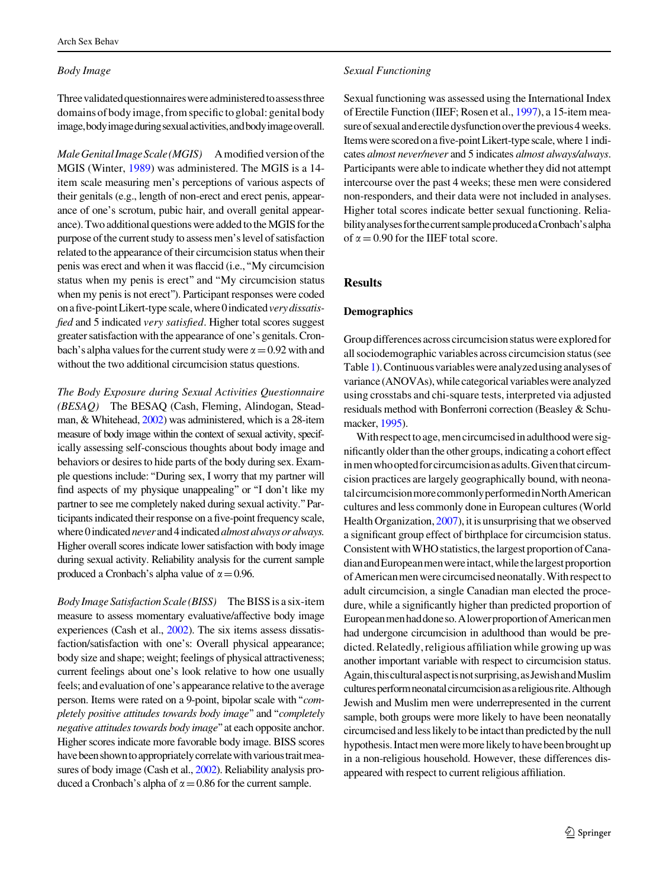### Body Image

Three validated questionnaires were administered to assess three domains of body image, from specific to global: genital body image, body image during sexual activities, and body image overall.

*Male Genital Image Scale (MGIS)* A modified version of the MGIS (Winter, 1989) was administered. The MGIS is a 14-item scale measuring men's perceptions of various aspects of their genitals (e.g., length of non-erect and erect penis, appearance of one's scrotum, pubic hair, and overall genital appearance). Two additional questions were added to the MGIS for the purpose of the current study to assess men's level of satisfaction related to the appearance of their circumcision status when their penis was erect and when it was flaccid (i.e., "My circumcision status when my penis is erect" and "My circumcision status when my penis is not erect"). Participant responses were coded on a five-point Likert-type scale, where 0 indicated *very dissatisfied* and 5 indicated *very satisfied*. Higher total scores suggest greater satisfaction with the appearance of one's genitals. Cronbach's alpha values for the current study were $\alpha = 0.92$ with and without the two additional circumcision status questions.

*The Body Exposure during Sexual Activities Questionnaire (BESAQ)* The BESAQ (Cash, Fleming, Alindogan, Steadman, & Whitehead, 2002) was administered, which is a 28-item measure of body image within the context of sexual activity, specifically assessing self-conscious thoughts about body image and behaviors or desires to hide parts of the body during sex. Example questions include: "During sex, I worry that my partner will find aspects of my physique unappealing" or "I don't like my partner to see me completely naked during sexual activity." Participants indicated their response on a five-point frequency scale, where 0 indicated *never* and 4 indicated *almost always or always*. Higher overall scores indicate lower satisfaction with body image during sexual activity. Reliability analysis for the current sample produced a Cronbach's alpha value of $\alpha = 0.96$.

*Body Image Satisfaction Scale (BISS)* The BISS is a six-item measure to assess momentary evaluative/affective body image experiences (Cash et al., 2002). The six items assess dissatisfaction/satisfaction with one's: Overall physical appearance; body size and shape; weight; feelings of physical attractiveness; current feelings about one's look relative to how one usually feels; and evaluation of one's appearance relative to the average person. Items were rated on a 9-point, bipolar scale with "*completely positive attitudes towards body image*" and "*completely negative attitudes towards body image*" at each opposite anchor. Higher scores indicate more favorable body image. BISS scores have been shown to appropriately correlate with various trait measures of body image (Cash et al., 2002). Reliability analysis produced a Cronbach's alpha of $\alpha = 0.86$ for the current sample.

### Sexual Functioning

Sexual functioning was assessed using the International Index of Erectile Function (IIEF; Rosen et al., 1997), a 15-item measure of sexual and erectile dysfunction over the previous 4 weeks. Items were scored on a five-point Likert-type scale, where 1 indicates *almost never/never* and 5 indicates *almost always/always*. Participants were able to indicate whether they did not attempt intercourse over the past 4 weeks; these men were considered non-responders, and their data were not included in analyses. Higher total scores indicate better sexual functioning. Reliability analyses for the current sample produced a Cronbach's alpha of $\alpha = 0.90$ for the IIEF total score.

## Results

### Demographics

Group differences across circumcision status were explored for all sociodemographic variables across circumcision status (see Table 1). Continuous variables were analyzed using analyses of variance (ANOVAs), while categorical variables were analyzed using crosstabs and chi-square tests, interpreted via adjusted residuals method with Bonferroni correction (Beasley & Schumacker, 1995).

With respect to age, men circumcised in adulthood were significantly older than the other groups, indicating a cohort effect in men who opted for circumcision as adults. Given that circumcision practices are largely geographically bound, with neonatal circumcision more commonly performed in North American cultures and less commonly done in European cultures (World Health Organization, 2007), it is unsurprising that we observed a significant group effect of birthplace for circumcision status. Consistent with WHO statistics, the largest proportion of Canadian and European men were intact, while the largest proportion of American men were circumcised neonatally. With respect to adult circumcision, a single Canadian man elected the procedure, while a significantly higher than predicted proportion of European men had done so. A lower proportion of American men had undergone circumcision in adulthood than would be predicted. Relatedly, religious affiliation while growing up was another important variable with respect to circumcision status. Again, this cultural aspect is not surprising, as Jewish and Muslim cultures perform neonatal circumcision as a religious rite. Although Jewish and Muslim men were underrepresented in the current sample, both groups were more likely to have been neonatally circumcised and less likely to be intact than predicted by the null hypothesis. Intact men were more likely to have been brought up in a non-religious household. However, these differences disappeared with respect to current religious affiliation.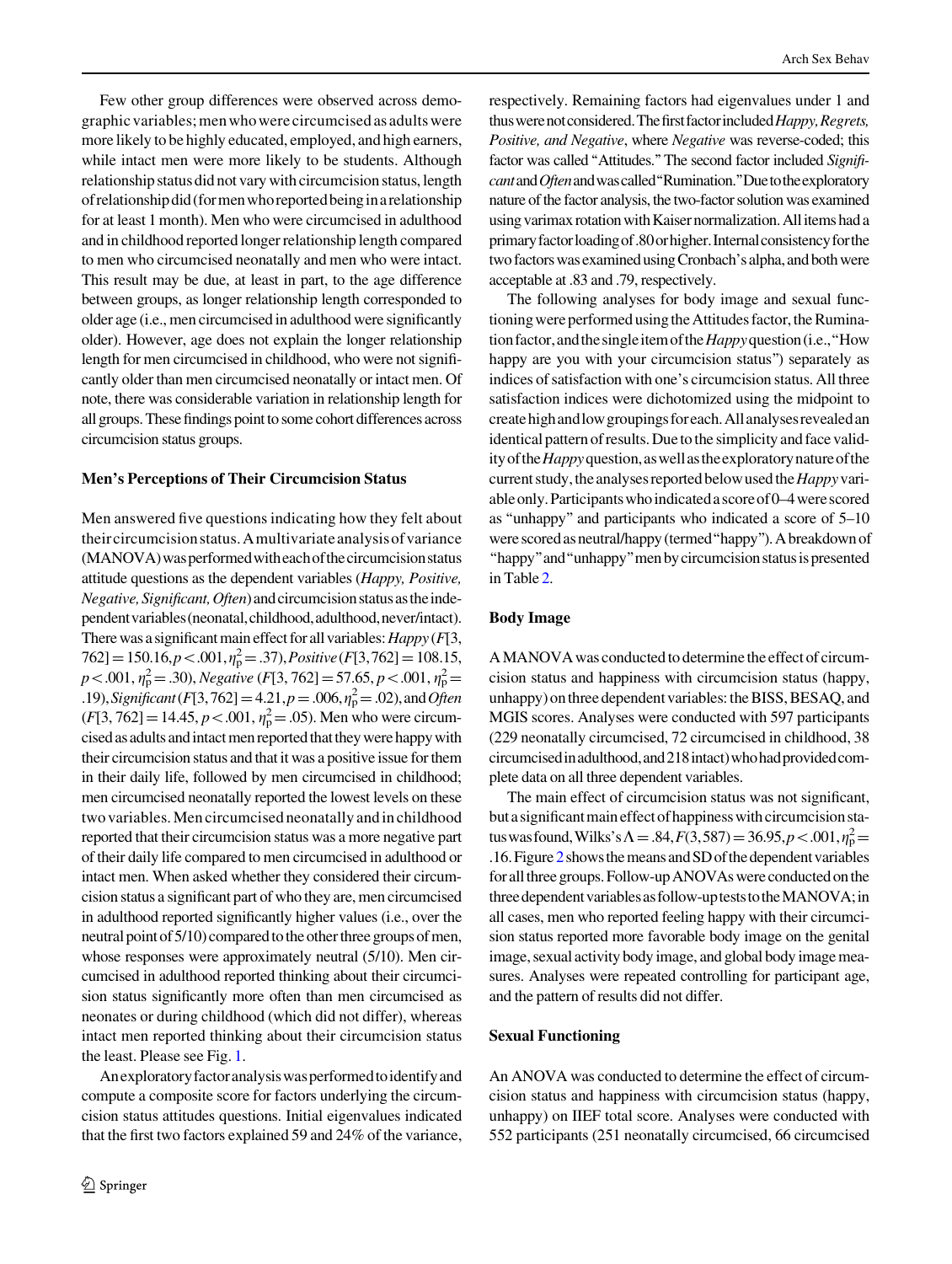Few other group differences were observed across demographic variables; men who were circumcised as adults were more likely to be highly educated, employed, and high earners, while intact men were more likely to be students. Although relationship status did not vary with circumcision status, length of relationship did (for men who reported being in a relationship for at least 1 month). Men who were circumcised in adulthood and in childhood reported longer relationship length compared to men who circumcised neonatally and men who were intact. This result may be due, at least in part, to the age difference between groups, as longer relationship length corresponded to older age (i.e., men circumcised in adulthood were significantly older). However, age does not explain the longer relationship length for men circumcised in childhood, who were not significantly older than men circumcised neonatally or intact men. Of note, there was considerable variation in relationship length for all groups. These findings point to some cohort differences across circumcision status groups.

### Men's Perceptions of Their Circumcision Status

Men answered five questions indicating how they felt about their circumcision status. A multivariate analysis of variance (MANOVA) was performed with each of the circumcision status attitude questions as the dependent variables (*Happy, Positive, Negative, Significant, Often*) and circumcision status as the independent variables (neonatal, childhood, adulthood, never/intact). There was a significant main effect for all variables: *Happy* ($F$[3, 762] = 150.16, $p < .001$, $\eta_p^2 = .37$), *Positive* ($F$[3, 762] = 108.15, $p < .001$, $\eta_p^2 = .30$), *Negative* ($F$[3, 762] = 57.65, $p < .001$, $\eta_p^2 = .19$), *Significant* ($F$[3, 762] = 4.21, $p = .006$, $\eta_p^2 = .02$), and *Often* ($F$[3, 762] = 14.45, $p < .001$, $\eta_p^2 = .05$). Men who were circumcised as adults and intact men reported that they were happy with their circumcision status and that it was a positive issue for them in their daily life, followed by men circumcised in childhood; men circumcised neonatally reported the lowest levels on these two variables. Men circumcised neonatally and in childhood reported that their circumcision status was a more negative part of their daily life compared to men circumcised in adulthood or intact men. When asked whether they considered their circumcision status a significant part of who they are, men circumcised in adulthood reported significantly higher values (i.e., over the neutral point of 5/10) compared to the other three groups of men, whose responses were approximately neutral (5/10). Men circumcised in adulthood reported thinking about their circumcision status significantly more often than men circumcised as neonates or during childhood (which did not differ), whereas intact men reported thinking about their circumcision status the least. Please see Fig. 1.

An exploratory factor analysis was performed to identify and compute a composite score for factors underlying the circumcision status attitudes questions. Initial eigenvalues indicated that the first two factors explained 59 and 24% of the variance, respectively. Remaining factors had eigenvalues under 1 and thus were not considered. The first factor included *Happy, Regrets, Positive, and Negative*, where *Negative* was reverse-coded; this factor was called "Attitudes." The second factor included *Significant* and *Often* and was called "Rumination." Due to the exploratory nature of the factor analysis, the two-factor solution was examined using varimax rotation with Kaiser normalization. All items had a primary factor loading of .80 or higher. Internal consistency for the two factors was examined using Cronbach's alpha, and both were acceptable at .83 and .79, respectively.

The following analyses for body image and sexual functioning were performed using the Attitudes factor, the Rumination factor, and the single item of the *Happy* question (i.e., "How happy are you with your circumcision status") separately as indices of satisfaction with one's circumcision status. All three satisfaction indices were dichotomized using the midpoint to create high and low groupings for each. All analyses revealed an identical pattern of results. Due to the simplicity and face validity of the *Happy* question, as well as the exploratory nature of the current study, the analyses reported below used the *Happy* variable only. Participants who indicated a score of 0–4 were scored as "unhappy" and participants who indicated a score of 5–10 were scored as neutral/happy (termed "happy"). A breakdown of "happy" and "unhappy" men by circumcision status is presented in Table 2.

### Body Image

A MANOVA was conducted to determine the effect of circumcision status and happiness with circumcision status (happy, unhappy) on three dependent variables: the BISS, BESAQ, and MGIS scores. Analyses were conducted with 597 participants (229 neonatally circumcised, 72 circumcised in childhood, 38 circumcised in adulthood, and 218 intact) who had provided complete data on all three dependent variables.

The main effect of circumcision status was not significant, but a significant main effect of happiness with circumcision status was found, Wilks's $\Lambda = .84$, $F(3, 587) = 36.95$, $p < .001$, $\eta_p^2 = .16$. Figure 2 shows the means and SD of the dependent variables for all three groups. Follow-up ANOVAs were conducted on the three dependent variables as follow-up tests to the MANOVA; in all cases, men who reported feeling happy with their circumcision status reported more favorable body image on the genital image, sexual activity body image, and global body image measures. Analyses were repeated controlling for participant age, and the pattern of results did not differ.

### Sexual Functioning

An ANOVA was conducted to determine the effect of circumcision status and happiness with circumcision status (happy, unhappy) on IIEF total score. Analyses were conducted with 552 participants (251 neonatally circumcised, 66 circumcised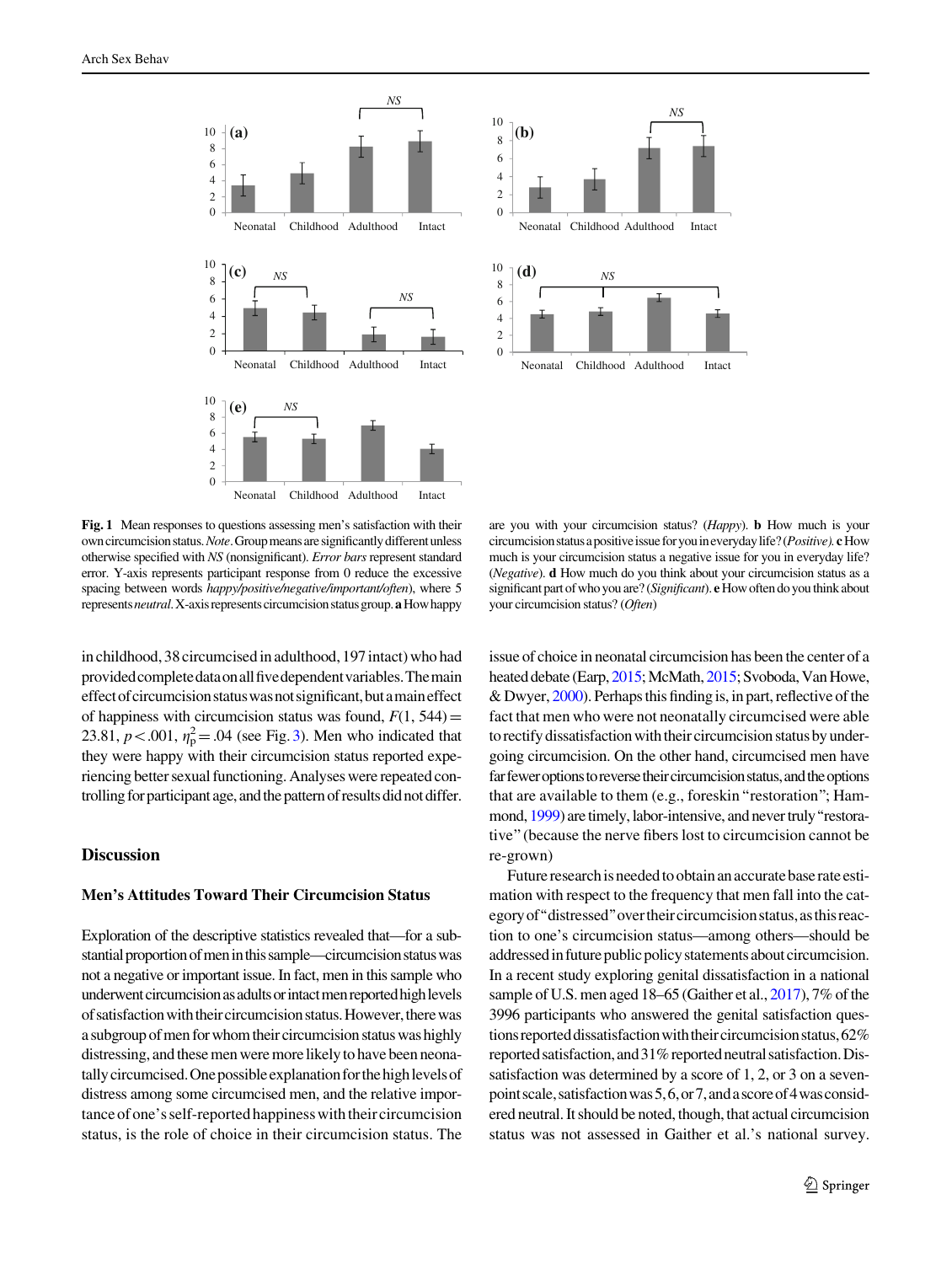**Fig. 1** Mean responses to questions assessing men's satisfaction with their own circumcision status. *Note*. Group means are significantly different unless otherwise specified with *NS* (nonsignificant). *Error bars* represent standard error. Y-axis represents participant response from 0 reduce the excessive spacing between words *happy/positive/negative/important/often*), where 5 represents *neutral*. X-axis represents circumcision status group. **a** How happy are you with your circumcision status? (*Happy*). **b** How much is your circumcision status a positive issue for you in everyday life? (*Positive*). **c** How much is your circumcision status a negative issue for you in everyday life? (*Negative*). **d** How much do you think about your circumcision status as a significant part of who you are? (*Significant*). **e** How often do you think about your circumcision status? (*Often*)

in childhood, 38 circumcised in adulthood, 197 intact) who had provided complete data on all five dependent variables. The main effect of circumcision status was not significant, but a main effect of happiness with circumcision status was found, $F(1, 544) = 23.81$, $p < .001$, $\eta_p^2 = .04$ (see Fig. 3). Men who indicated that they were happy with their circumcision status reported experiencing better sexual functioning. Analyses were repeated controlling for participant age, and the pattern of results did not differ.

## Discussion

### Men's Attitudes Toward Their Circumcision Status

Exploration of the descriptive statistics revealed that—for a substantial proportion of men in this sample—circumcision status was not a negative or important issue. In fact, men in this sample who underwent circumcision as adults or intact men reported high levels of satisfaction with their circumcision status. However, there was a subgroup of men for whom their circumcision status was highly distressing, and these men were more likely to have been neonatally circumcised. One possible explanation for the high levels of distress among some circumcised men, and the relative importance of one's self-reported happiness with their circumcision status, is the role of choice in their circumcision status. The issue of choice in neonatal circumcision has been the center of a heated debate (Earp, 2015; McMath, 2015; Svoboda, Van Howe, & Dwyer, 2000). Perhaps this finding is, in part, reflective of the fact that men who were not neonatally circumcised were able to rectify dissatisfaction with their circumcision status by undergoing circumcision. On the other hand, circumcised men have far fewer options to reverse their circumcision status, and the options that are available to them (e.g., foreskin "restoration"; Hammond, 1999) are timely, labor-intensive, and never truly "restorative" (because the nerve fibers lost to circumcision cannot be re-grown)

Future research is needed to obtain an accurate base rate estimation with respect to the frequency that men fall into the category of "distressed" over their circumcision status, as this reaction to one's circumcision status—among others—should be addressed in future public policy statements about circumcision. In a recent study exploring genital dissatisfaction in a national sample of U.S. men aged 18–65 (Gaither et al., 2017), 7% of the 3996 participants who answered the genital satisfaction questions reported dissatisfaction with their circumcision status, 62% reported satisfaction, and 31% reported neutral satisfaction. Dissatisfaction was determined by a score of 1, 2, or 3 on a seven-point scale, satisfaction was 5, 6, or 7, and a score of 4 was considered neutral. It should be noted, though, that actual circumcision status was not assessed in Gaither et al.'s national survey.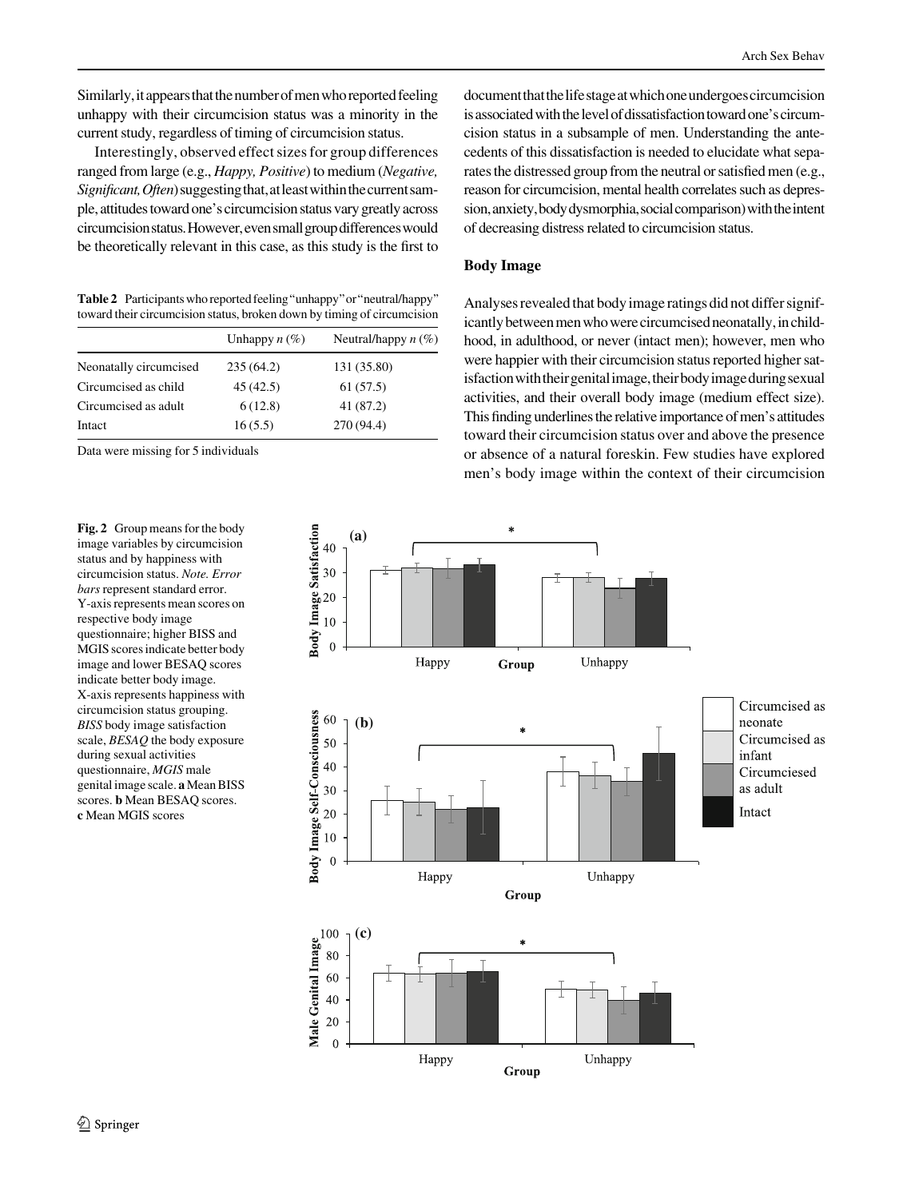Similarly, it appears that the number of men who reported feeling unhappy with their circumcision status was a minority in the current study, regardless of timing of circumcision status.

Interestingly, observed effect sizes for group differences ranged from large (e.g., *Happy, Positive*) to medium (*Negative, Significant, Often*) suggesting that, at least within the current sample, attitudes toward one's circumcision status vary greatly across circumcision status. However, even small group differences would be theoretically relevant in this case, as this study is the first to document that the life stage at which one undergoes circumcision is associated with the level of dissatisfaction toward one's circumcision status in a subsample of men. Understanding the antecedents of this dissatisfaction is needed to elucidate what separates the distressed group from the neutral or satisfied men (e.g., reason for circumcision, mental health correlates such as depression, anxiety, body dysmorphia, social comparison) with the intent of decreasing distress related to circumcision status.

**Table 2** Participants who reported feeling "unhappy" or "neutral/happy" toward their circumcision status, broken down by timing of circumcision

| | Unhappy *n* (%) | Neutral/happy *n* (%) |
|---|---|---|
| Neonatally circumcised | 235 (64.2) | 131 (35.80) |
| Circumcised as child | 45 (42.5) | 61 (57.5) |
| Circumcised as adult | 6 (12.8) | 41 (87.2) |
| Intact | 16 (5.5) | 270 (94.4) |

Data were missing for 5 individuals

## Body Image

Analyses revealed that body image ratings did not differ significantly between men who were circumcised neonatally, in childhood, in adulthood, or never (intact men); however, men who were happier with their circumcision status reported higher satisfaction with their genital image, their body image during sexual activities, and their overall body image (medium effect size). This finding underlines the relative importance of men's attitudes toward their circumcision status over and above the presence or absence of a natural foreskin. Few studies have explored men's body image within the context of their circumcision

**Fig. 2** Group means for the body image variables by circumcision status and by happiness with circumcision status. *Note. Error bars* represent standard error. Y-axis represents mean scores on respective body image questionnaire; higher BISS and MGIS scores indicate better body image and lower BESAQ scores indicate better body image. X-axis represents happiness with circumcision status grouping. *BISS* body image satisfaction scale, *BESAQ* the body exposure during sexual activities questionnaire, *MGIS* male genital image scale. **a** Mean BISS scores. **b** Mean BESAQ scores. **c** Mean MGIS scores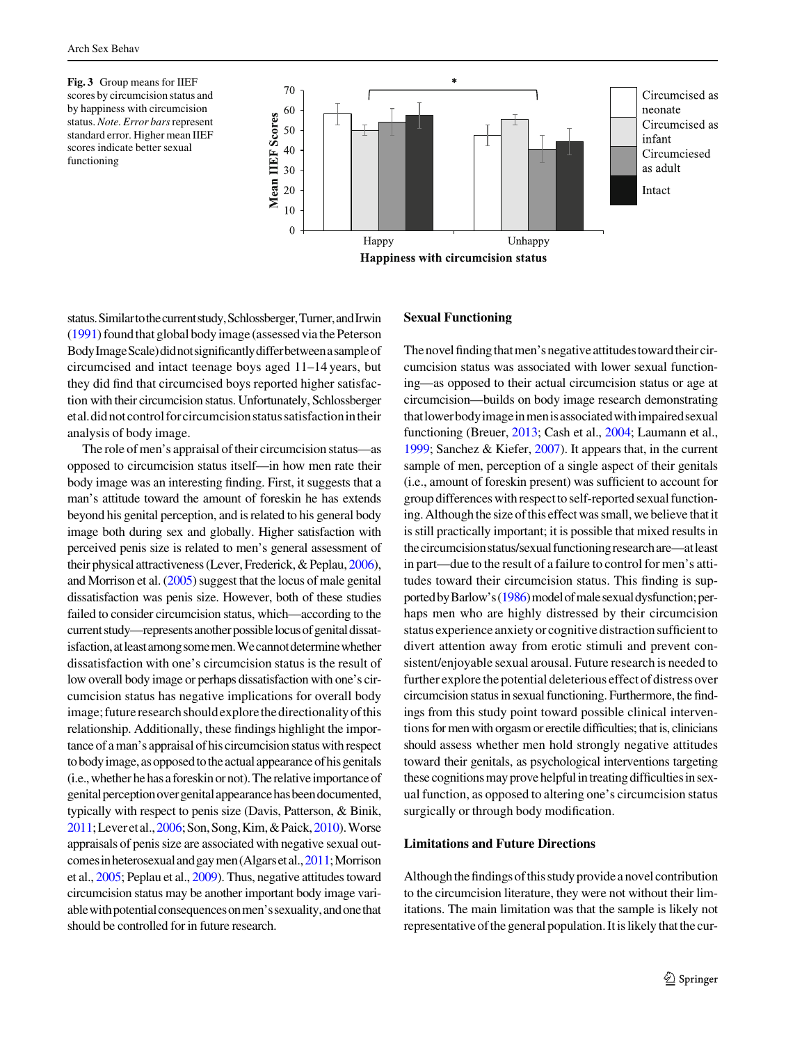**Fig. 3** Group means for IIEF scores by circumcision status and by happiness with circumcision status. *Note. Error bars* represent standard error. Higher mean IIEF scores indicate better sexual functioning

status. Similar to the current study, Schlossberger, Turner, and Irwin (1991) found that global body image (assessed via the Peterson Body Image Scale) did not significantly differ between a sample of circumcised and intact teenage boys aged 11–14 years, but they did find that circumcised boys reported higher satisfaction with their circumcision status. Unfortunately, Schlossberger et al. did not control for circumcision status satisfaction in their analysis of body image.

The role of men's appraisal of their circumcision status—as opposed to circumcision status itself—in how men rate their body image was an interesting finding. First, it suggests that a man's attitude toward the amount of foreskin he has extends beyond his genital perception, and is related to his general body image both during sex and globally. Higher satisfaction with perceived penis size is related to men's general assessment of their physical attractiveness (Lever, Frederick, & Peplau, 2006), and Morrison et al. (2005) suggest that the locus of male genital dissatisfaction was penis size. However, both of these studies failed to consider circumcision status, which—according to the current study—represents another possible locus of genital dissatisfaction, at least among some men. We cannot determine whether dissatisfaction with one's circumcision status is the result of low overall body image or perhaps dissatisfaction with one's circumcision status has negative implications for overall body image; future research should explore the directionality of this relationship. Additionally, these findings highlight the importance of a man's appraisal of his circumcision status with respect to body image, as opposed to the actual appearance of his genitals (i.e., whether he has a foreskin or not). The relative importance of genital perception over genital appearance has been documented, typically with respect to penis size (Davis, Patterson, & Binik, 2011; Lever et al., 2006; Son, Song, Kim, & Paick, 2010). Worse appraisals of penis size are associated with negative sexual outcomes in heterosexual and gay men (Algars et al., 2011; Morrison et al., 2005; Peplau et al., 2009). Thus, negative attitudes toward circumcision status may be another important body image variable with potential consequences on men's sexuality, and one that should be controlled for in future research.

## Sexual Functioning

The novel finding that men's negative attitudes toward their circumcision status was associated with lower sexual functioning—as opposed to their actual circumcision status or age at circumcision—builds on body image research demonstrating that lower body image in men is associated with impaired sexual functioning (Breuer, 2013; Cash et al., 2004; Laumann et al., 1999; Sanchez & Kiefer, 2007). It appears that, in the current sample of men, perception of a single aspect of their genitals (i.e., amount of foreskin present) was sufficient to account for group differences with respect to self-reported sexual functioning. Although the size of this effect was small, we believe that it is still practically important; it is possible that mixed results in the circumcision status/sexual functioning research are—at least in part—due to the result of a failure to control for men's attitudes toward their circumcision status. This finding is supported by Barlow's (1986) model of male sexual dysfunction; perhaps men who are highly distressed by their circumcision status experience anxiety or cognitive distraction sufficient to divert attention away from erotic stimuli and prevent consistent/enjoyable sexual arousal. Future research is needed to further explore the potential deleterious effect of distress over circumcision status in sexual functioning. Furthermore, the findings from this study point toward possible clinical interventions for men with orgasm or erectile difficulties; that is, clinicians should assess whether men hold strongly negative attitudes toward their genitals, as psychological interventions targeting these cognitions may prove helpful in treating difficulties in sexual function, as opposed to altering one's circumcision status surgically or through body modification.

## Limitations and Future Directions

Although the findings of this study provide a novel contribution to the circumcision literature, they were not without their limitations. The main limitation was that the sample is likely not representative of the general population. It is likely that the cur-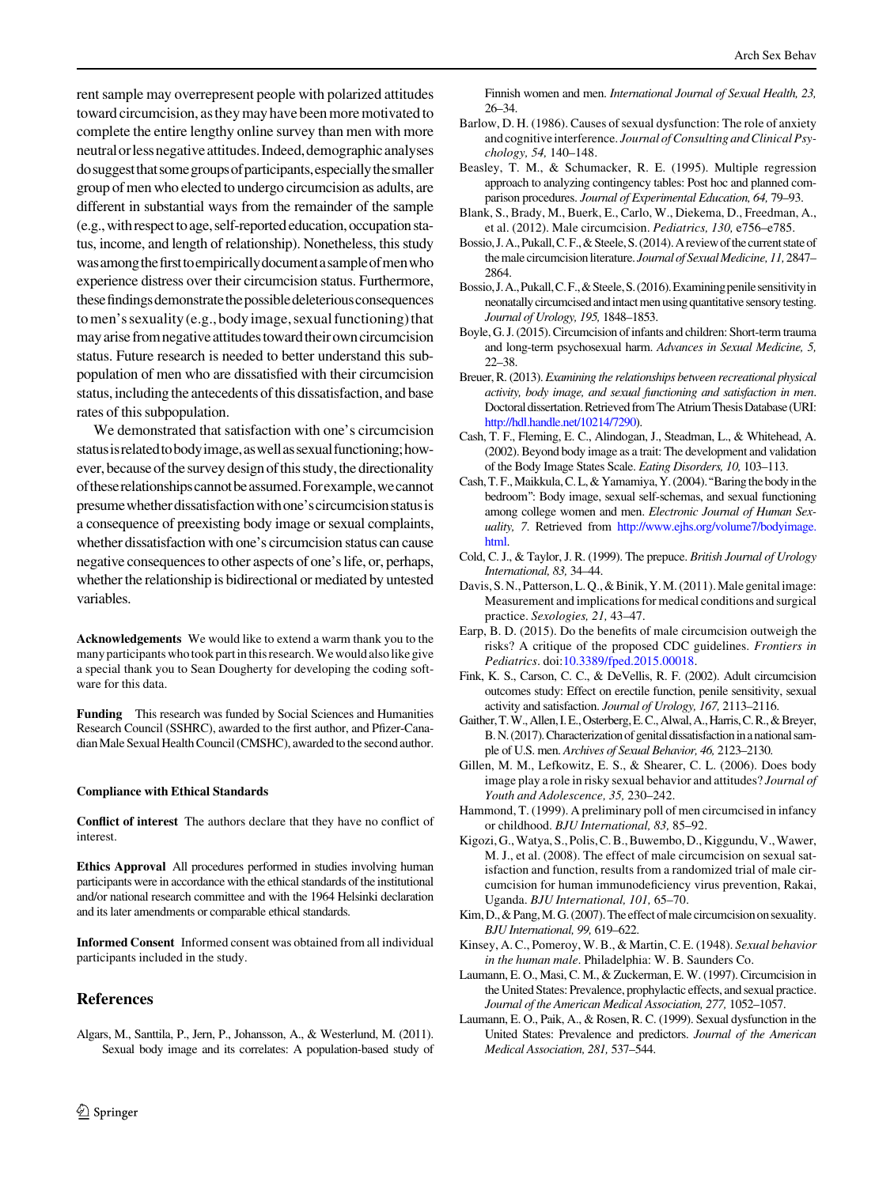rent sample may overrepresent people with polarized attitudes toward circumcision, as they may have been more motivated to complete the entire lengthy online survey than men with more neutral or less negative attitudes. Indeed, demographic analyses do suggest that some groups of participants, especially the smaller group of men who elected to undergo circumcision as adults, are different in substantial ways from the remainder of the sample (e.g., with respect to age, self-reported education, occupation status, income, and length of relationship). Nonetheless, this study was among the first to empirically document a sample of men who experience distress over their circumcision status. Furthermore, these findings demonstrate the possible deleterious consequences to men's sexuality (e.g., body image, sexual functioning) that may arise from negative attitudes toward their own circumcision status. Future research is needed to better understand this subpopulation of men who are dissatisfied with their circumcision status, including the antecedents of this dissatisfaction, and base rates of this subpopulation.

We demonstrated that satisfaction with one's circumcision status is related to body image, as well as sexual functioning; however, because of the survey design of this study, the directionality of these relationships cannot be assumed. For example, we cannot presume whether dissatisfaction with one's circumcision status is a consequence of preexisting body image or sexual complaints, whether dissatisfaction with one's circumcision status can cause negative consequences to other aspects of one's life, or, perhaps, whether the relationship is bidirectional or mediated by untested variables.

**Acknowledgements** We would like to extend a warm thank you to the many participants who took part in this research. We would also like give a special thank you to Sean Dougherty for developing the coding software for this data.

**Funding** This research was funded by Social Sciences and Humanities Research Council (SSHRC), awarded to the first author, and Pfizer-Canadian Male Sexual Health Council (CMSHC), awarded to the second author.

**Compliance with Ethical Standards**

**Conflict of interest** The authors declare that they have no conflict of interest.

**Ethics Approval** All procedures performed in studies involving human participants were in accordance with the ethical standards of the institutional and/or national research committee and with the 1964 Helsinki declaration and its later amendments or comparable ethical standards.

**Informed Consent** Informed consent was obtained from all individual participants included in the study.

## References

Algars, M., Santtila, P., Jern, P., Johansson, A., & Westerlund, M. (2011). Sexual body image and its correlates: A population-based study of Finnish women and men. *International Journal of Sexual Health, 23,* 26–34.

Barlow, D. H. (1986). Causes of sexual dysfunction: The role of anxiety and cognitive interference. *Journal of Consulting and Clinical Psychology, 54,* 140–148.

Beasley, T. M., & Schumacker, R. E. (1995). Multiple regression approach to analyzing contingency tables: Post hoc and planned comparison procedures. *Journal of Experimental Education, 64,* 79–93.

Blank, S., Brady, M., Buerk, E., Carlo, W., Diekema, D., Freedman, A., et al. (2012). Male circumcision. *Pediatrics, 130,* e756–e785.

Bossio, J. A., Pukall, C. F., & Steele, S. (2014). A review of the current state of the male circumcision literature. *Journal of Sexual Medicine, 11,* 2847–2864.

Bossio, J. A., Pukall, C. F., & Steele, S. (2016). Examining penile sensitivity in neonatally circumcised and intact men using quantitative sensory testing. *Journal of Urology, 195,* 1848–1853.

Boyle, G. J. (2015). Circumcision of infants and children: Short-term trauma and long-term psychosexual harm. *Advances in Sexual Medicine, 5,* 22–38.

Breuer, R. (2013). *Examining the relationships between recreational physical activity, body image, and sexual functioning and satisfaction in men*. Doctoral dissertation. Retrieved from The Atrium Thesis Database (URI: http://hdl.handle.net/10214/7290).

Cash, T. F., Fleming, E. C., Alindogan, J., Steadman, L., & Whitehead, A. (2002). Beyond body image as a trait: The development and validation of the Body Image States Scale. *Eating Disorders, 10,* 103–113.

Cash, T. F., Maikkula, C. L, & Yamamiya, Y. (2004). "Baring the body in the bedroom": Body image, sexual self-schemas, and sexual functioning among college women and men. *Electronic Journal of Human Sexuality, 7.* Retrieved from http://www.ejhs.org/volume7/bodyimage.html.

Cold, C. J., & Taylor, J. R. (1999). The prepuce. *British Journal of Urology International, 83,* 34–44.

Davis, S. N., Patterson, L. Q., & Binik, Y. M. (2011). Male genital image: Measurement and implications for medical conditions and surgical practice. *Sexologies, 21,* 43–47.

Earp, B. D. (2015). Do the benefits of male circumcision outweigh the risks? A critique of the proposed CDC guidelines. *Frontiers in Pediatrics*. doi:10.3389/fped.2015.00018.

Fink, K. S., Carson, C. C., & DeVellis, R. F. (2002). Adult circumcision outcomes study: Effect on erectile function, penile sensitivity, sexual activity and satisfaction. *Journal of Urology, 167,* 2113–2116.

Gaither, T. W., Allen, I. E., Osterberg, E. C., Alwal, A., Harris, C. R., & Breyer, B. N. (2017). Characterization of genital dissatisfaction in a national sample of U.S. men. *Archives of Sexual Behavior, 46,* 2123–2130.

Gillen, M. M., Lefkowitz, E. S., & Shearer, C. L. (2006). Does body image play a role in risky sexual behavior and attitudes? *Journal of Youth and Adolescence, 35,* 230–242.

Hammond, T. (1999). A preliminary poll of men circumcised in infancy or childhood. *BJU International, 83,* 85–92.

Kigozi, G., Watya, S., Polis, C. B., Buwembo, D., Kiggundu, V., Wawer, M. J., et al. (2008). The effect of male circumcision on sexual satisfaction and function, results from a randomized trial of male circumcision for human immunodeficiency virus prevention, Rakai, Uganda. *BJU International, 101,* 65–70.

Kim, D., & Pang, M. G. (2007). The effect of male circumcision on sexuality. *BJU International, 99,* 619–622.

Kinsey, A. C., Pomeroy, W. B., & Martin, C. E. (1948). *Sexual behavior in the human male*. Philadelphia: W. B. Saunders Co.

Laumann, E. O., Masi, C. M., & Zuckerman, E. W. (1997). Circumcision in the United States: Prevalence, prophylactic effects, and sexual practice. *Journal of the American Medical Association, 277,* 1052–1057.

Laumann, E. O., Paik, A., & Rosen, R. C. (1999). Sexual dysfunction in the United States: Prevalence and predictors. *Journal of the American Medical Association, 281,* 537–544.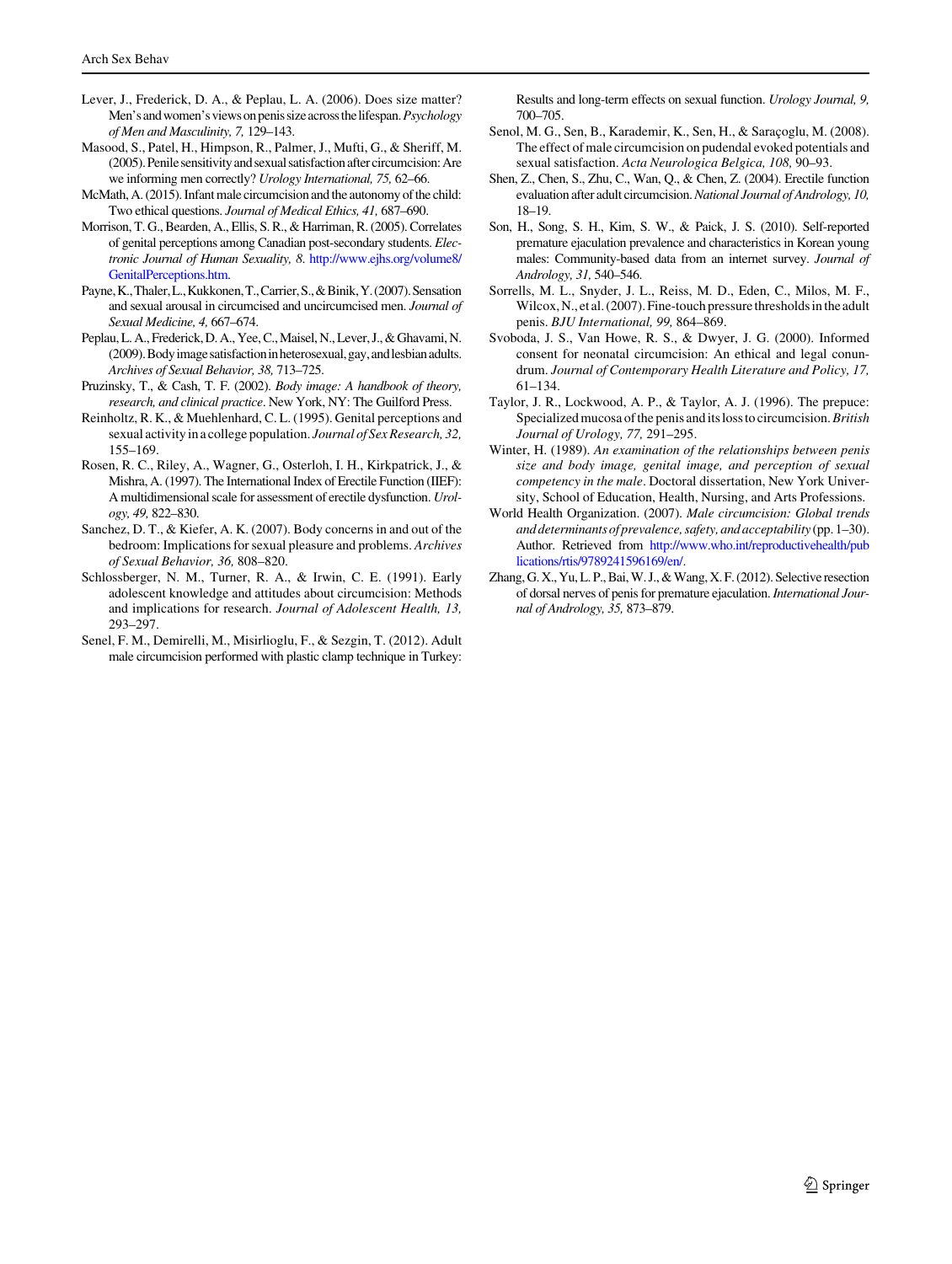Lever, J., Frederick, D. A., & Peplau, L. A. (2006). Does size matter? Men's and women's views on penis size across the lifespan. *Psychology of Men and Masculinity, 7,* 129–143.

Masood, S., Patel, H., Himpson, R., Palmer, J., Mufti, G., & Sheriff, M. (2005). Penile sensitivity and sexual satisfaction after circumcision: Are we informing men correctly? *Urology International, 75,* 62–66.

McMath, A. (2015). Infant male circumcision and the autonomy of the child: Two ethical questions. *Journal of Medical Ethics, 41,* 687–690.

Morrison, T. G., Bearden, A., Ellis, S. R., & Harriman, R. (2005). Correlates of genital perceptions among Canadian post-secondary students. *Electronic Journal of Human Sexuality, 8.* http://www.ejhs.org/volume8/GenitalPerceptions.htm.

Payne, K., Thaler, L., Kukkonen, T., Carrier, S., & Binik, Y. (2007). Sensation and sexual arousal in circumcised and uncircumcised men. *Journal of Sexual Medicine, 4,* 667–674.

Peplau, L. A., Frederick, D. A., Yee, C., Maisel, N., Lever, J., & Ghavami, N. (2009). Body image satisfaction in heterosexual, gay, and lesbian adults. *Archives of Sexual Behavior, 38,* 713–725.

Pruzinsky, T., & Cash, T. F. (2002). *Body image: A handbook of theory, research, and clinical practice*. New York, NY: The Guilford Press.

Reinholtz, R. K., & Muehlenhard, C. L. (1995). Genital perceptions and sexual activity in a college population. *Journal of Sex Research, 32,* 155–169.

Rosen, R. C., Riley, A., Wagner, G., Osterloh, I. H., Kirkpatrick, J., & Mishra, A. (1997). The International Index of Erectile Function (IIEF): A multidimensional scale for assessment of erectile dysfunction. *Urology, 49,* 822–830.

Sanchez, D. T., & Kiefer, A. K. (2007). Body concerns in and out of the bedroom: Implications for sexual pleasure and problems. *Archives of Sexual Behavior, 36,* 808–820.

Schlossberger, N. M., Turner, R. A., & Irwin, C. E. (1991). Early adolescent knowledge and attitudes about circumcision: Methods and implications for research. *Journal of Adolescent Health, 13,* 293–297.

Senel, F. M., Demirelli, M., Misirlioglu, F., & Sezgin, T. (2012). Adult male circumcision performed with plastic clamp technique in Turkey: Results and long-term effects on sexual function. *Urology Journal, 9,* 700–705.

Senol, M. G., Sen, B., Karademir, K., Sen, H., & Saraçoglu, M. (2008). The effect of male circumcision on pudendal evoked potentials and sexual satisfaction. *Acta Neurologica Belgica, 108,* 90–93.

Shen, Z., Chen, S., Zhu, C., Wan, Q., & Chen, Z. (2004). Erectile function evaluation after adult circumcision. *National Journal of Andrology, 10,* 18–19.

Son, H., Song, S. H., Kim, S. W., & Paick, J. S. (2010). Self-reported premature ejaculation prevalence and characteristics in Korean young males: Community-based data from an internet survey. *Journal of Andrology, 31,* 540–546.

Sorrells, M. L., Snyder, J. L., Reiss, M. D., Eden, C., Milos, M. F., Wilcox, N., et al. (2007). Fine-touch pressure thresholds in the adult penis. *BJU International, 99,* 864–869.

Svoboda, J. S., Van Howe, R. S., & Dwyer, J. G. (2000). Informed consent for neonatal circumcision: An ethical and legal conundrum. *Journal of Contemporary Health Literature and Policy, 17,* 61–134.

Taylor, J. R., Lockwood, A. P., & Taylor, A. J. (1996). The prepuce: Specialized mucosa of the penis and its loss to circumcision. *British Journal of Urology, 77,* 291–295.

Winter, H. (1989). *An examination of the relationships between penis size and body image, genital image, and perception of sexual competency in the male*. Doctoral dissertation, New York University, School of Education, Health, Nursing, and Arts Professions.

World Health Organization. (2007). *Male circumcision: Global trends and determinants of prevalence, safety, and acceptability* (pp. 1–30). Author. Retrieved from http://www.who.int/reproductivehealth/publications/rtis/9789241596169/en/.

Zhang, G. X., Yu, L. P., Bai, W. J., & Wang, X. F. (2012). Selective resection of dorsal nerves of penis for premature ejaculation. *International Journal of Andrology, 35,* 873–879.